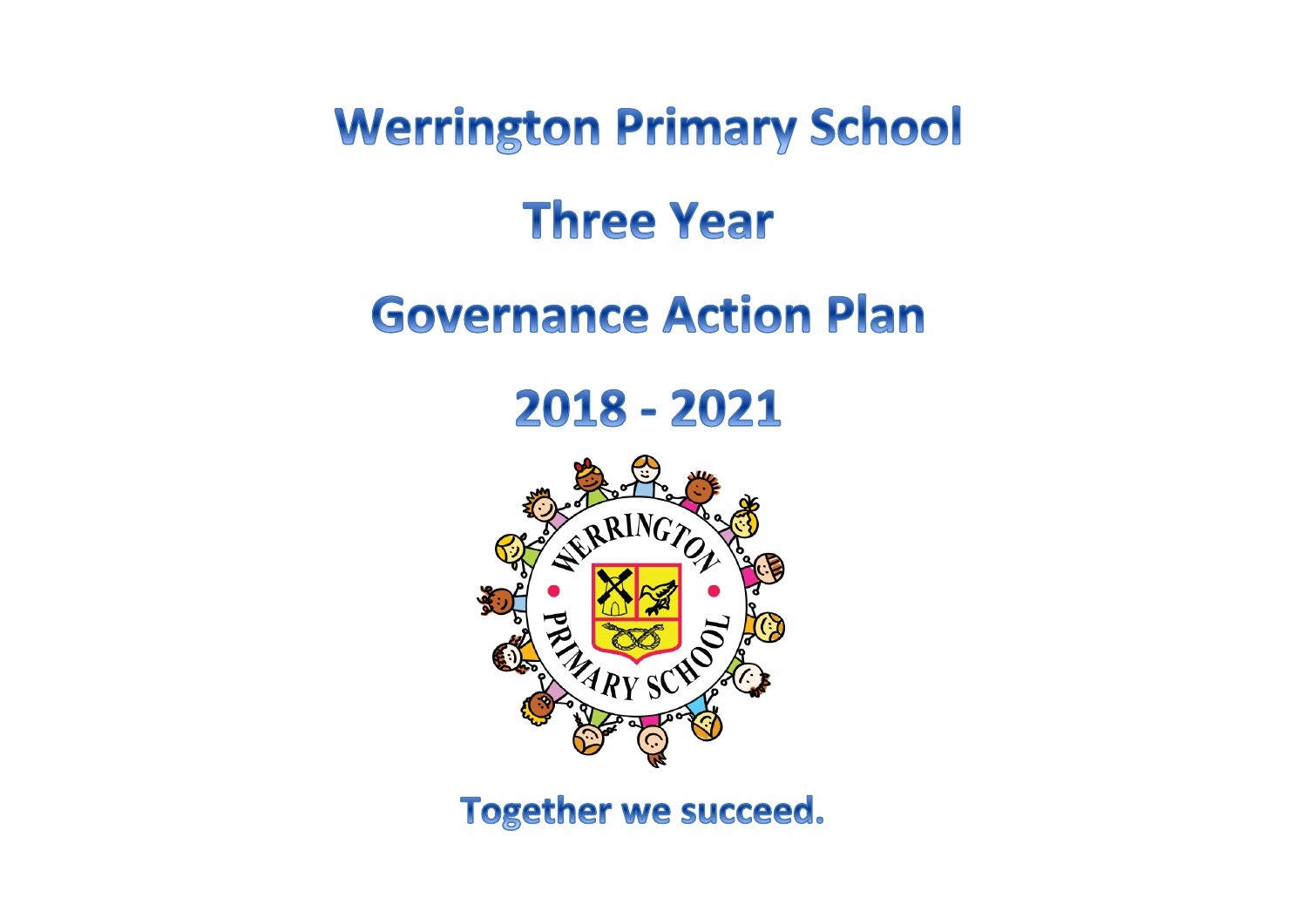# Werrington Primary School

# Three Year

# Governance Action Plan

# 2018 - 2021

**Together we succeed.**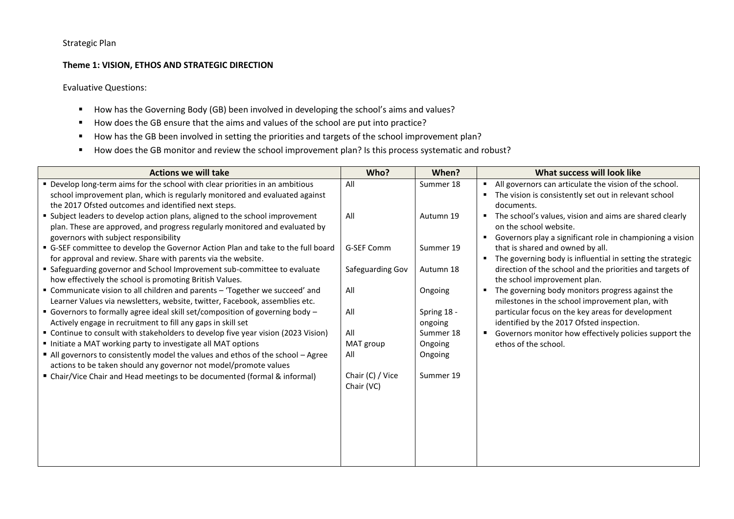Strategic Plan

**Theme 1: VISION, ETHOS AND STRATEGIC DIRECTION**

Evaluative Questions:

- How has the Governing Body (GB) been involved in developing the school's aims and values?
- How does the GB ensure that the aims and values of the school are put into practice?
- How has the GB been involved in setting the priorities and targets of the school improvement plan?
- How does the GB monitor and review the school improvement plan? Is this process systematic and robust?

| Actions we will take | Who? | When? | What success will look like |
|---|---|---|---|
| Develop long-term aims for the school with clear priorities in an ambitious school improvement plan, which is regularly monitored and evaluated against the 2017 Ofsted outcomes and identified next steps. | All | Summer 18 | All governors can articulate the vision of the school.<br>The vision is consistently set out in relevant school documents.<br>The school's values, vision and aims are shared clearly on the school website.<br>Governors play a significant role in championing a vision that is shared and owned by all.<br>The governing body is influential in setting the strategic direction of the school and the priorities and targets of the school improvement plan.<br>The governing body monitors progress against the milestones in the school improvement plan, with particular focus on the key areas for development identified by the 2017 Ofsted inspection.<br>Governors monitor how effectively policies support the ethos of the school. |
| Subject leaders to develop action plans, aligned to the school improvement plan. These are approved, and progress regularly monitored and evaluated by governors with subject responsibility | All | Autumn 19 | |
| G-SEF committee to develop the Governor Action Plan and take to the full board for approval and review. Share with parents via the website. | G-SEF Comm | Summer 19 | |
| Safeguarding governor and School Improvement sub-committee to evaluate how effectively the school is promoting British Values. | Safeguarding Gov | Autumn 18 | |
| Communicate vision to all children and parents – 'Together we succeed' and Learner Values via newsletters, website, twitter, Facebook, assemblies etc. | All | Ongoing | |
| Governors to formally agree ideal skill set/composition of governing body – Actively engage in recruitment to fill any gaps in skill set | All | Spring 18 - ongoing | |
| Continue to consult with stakeholders to develop five year vision (2023 Vision) | All | Summer 18 | |
| Initiate a MAT working party to investigate all MAT options | MAT group | Ongoing | |
| All governors to consistently model the values and ethos of the school – Agree actions to be taken should any governor not model/promote values | All | Ongoing | |
| Chair/Vice Chair and Head meetings to be documented (formal & informal) | Chair (C) / Vice Chair (VC) | Summer 19 | |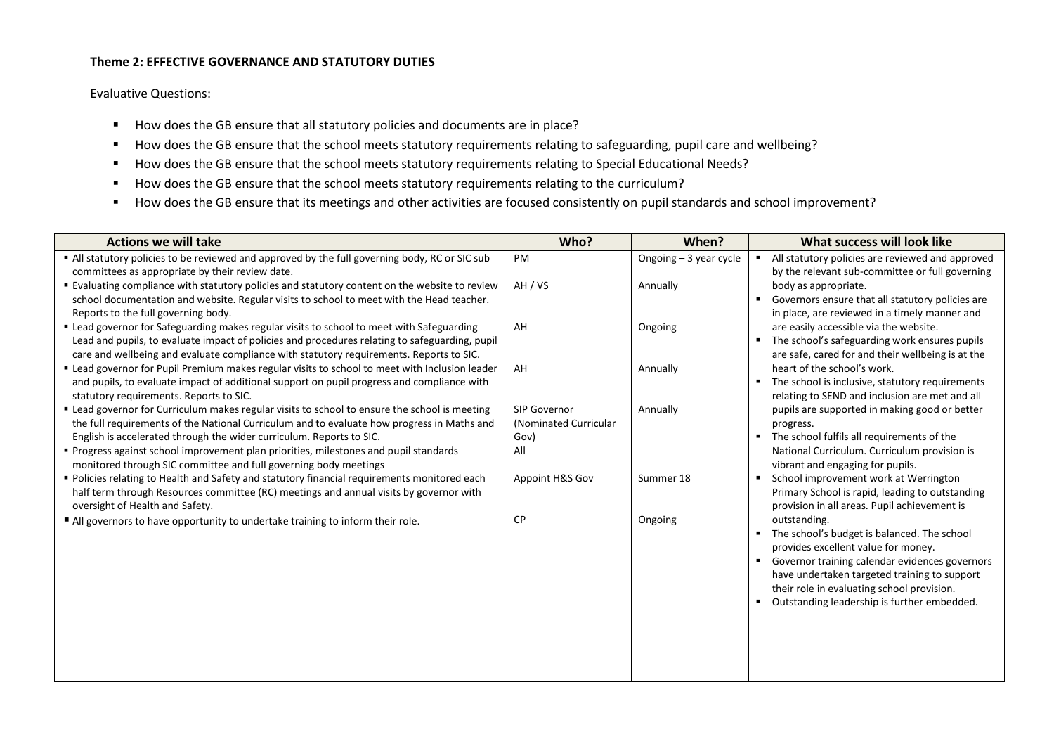**Theme 2: EFFECTIVE GOVERNANCE AND STATUTORY DUTIES**

Evaluative Questions:

- How does the GB ensure that all statutory policies and documents are in place?
- How does the GB ensure that the school meets statutory requirements relating to safeguarding, pupil care and wellbeing?
- How does the GB ensure that the school meets statutory requirements relating to Special Educational Needs?
- How does the GB ensure that the school meets statutory requirements relating to the curriculum?
- How does the GB ensure that its meetings and other activities are focused consistently on pupil standards and school improvement?

| Actions we will take | Who? | When? | What success will look like |
|---|---|---|---|
| ▪ All statutory policies to be reviewed and approved by the full governing body, RC or SIC sub committees as appropriate by their review date. | PM | Ongoing – 3 year cycle | ▪ All statutory policies are reviewed and approved by the relevant sub-committee or full governing body as appropriate. |
| ▪ Evaluating compliance with statutory policies and statutory content on the website to review school documentation and website. Regular visits to school to meet with the Head teacher. Reports to the full governing body. | AH / VS | Annually | ▪ Governors ensure that all statutory policies are in place, are reviewed in a timely manner and are easily accessible via the website. |
| ▪ Lead governor for Safeguarding makes regular visits to school to meet with Safeguarding Lead and pupils, to evaluate impact of policies and procedures relating to safeguarding, pupil care and wellbeing and evaluate compliance with statutory requirements. Reports to SIC. | AH | Ongoing | ▪ The school's safeguarding work ensures pupils are safe, cared for and their wellbeing is at the heart of the school's work. |
| ▪ Lead governor for Pupil Premium makes regular visits to school to meet with Inclusion leader and pupils, to evaluate impact of additional support on pupil progress and compliance with statutory requirements. Reports to SIC. | AH | Annually | ▪ The school is inclusive, statutory requirements relating to SEND and inclusion are met and all pupils are supported in making good or better progress. |
| ▪ Lead governor for Curriculum makes regular visits to school to ensure the school is meeting the full requirements of the National Curriculum and to evaluate how progress in Maths and English is accelerated through the wider curriculum. Reports to SIC. | SIP Governor (Nominated Curricular Gov) | Annually | ▪ The school fulfils all requirements of the National Curriculum. Curriculum provision is vibrant and engaging for pupils. |
| ▪ Progress against school improvement plan priorities, milestones and pupil standards monitored through SIC committee and full governing body meetings | All | | ▪ School improvement work at Werrington Primary School is rapid, leading to outstanding provision in all areas. Pupil achievement is outstanding. |
| ▪ Policies relating to Health and Safety and statutory financial requirements monitored each half term through Resources committee (RC) meetings and annual visits by governor with oversight of Health and Safety. | Appoint H&S Gov | Summer 18 | ▪ The school's budget is balanced. The school provides excellent value for money. |
| ▪ All governors to have opportunity to undertake training to inform their role. | CP | Ongoing | ▪ Governor training calendar evidences governors have undertaken targeted training to support their role in evaluating school provision.<br>▪ Outstanding leadership is further embedded. |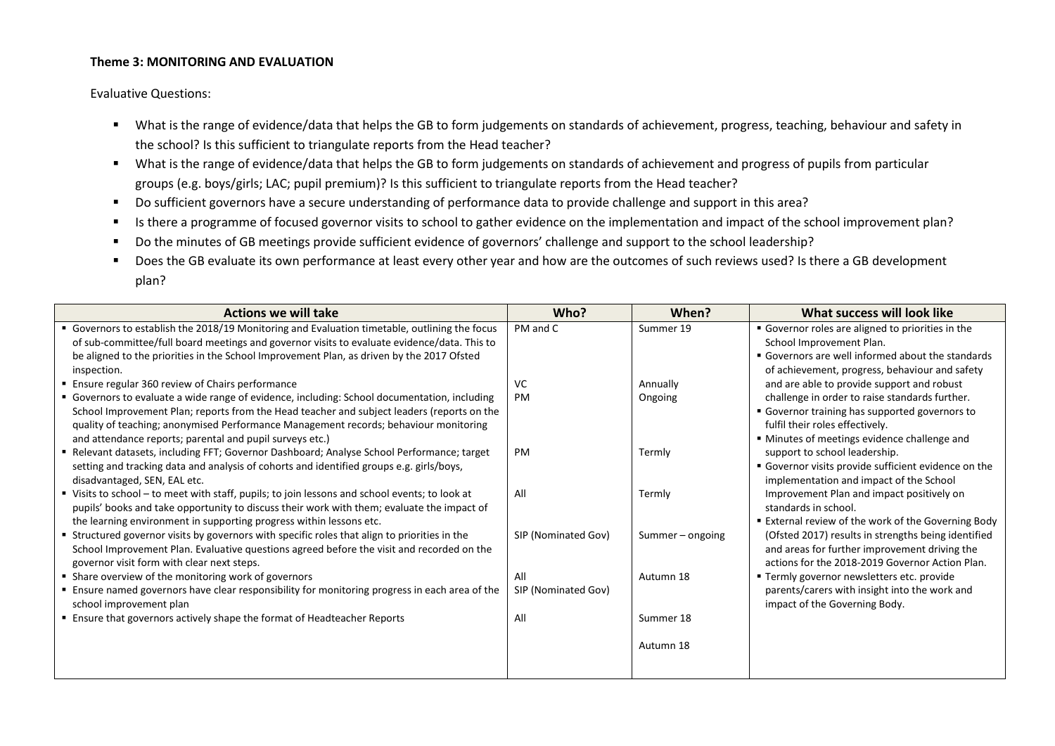**Theme 3: MONITORING AND EVALUATION**

Evaluative Questions:

- What is the range of evidence/data that helps the GB to form judgements on standards of achievement, progress, teaching, behaviour and safety in the school? Is this sufficient to triangulate reports from the Head teacher?
- What is the range of evidence/data that helps the GB to form judgements on standards of achievement and progress of pupils from particular groups (e.g. boys/girls; LAC; pupil premium)? Is this sufficient to triangulate reports from the Head teacher?
- Do sufficient governors have a secure understanding of performance data to provide challenge and support in this area?
- Is there a programme of focused governor visits to school to gather evidence on the implementation and impact of the school improvement plan?
- Do the minutes of GB meetings provide sufficient evidence of governors' challenge and support to the school leadership?
- Does the GB evaluate its own performance at least every other year and how are the outcomes of such reviews used? Is there a GB development plan?

| Actions we will take | Who? | When? | What success will look like |
|---|---|---|---|
| ▪ Governors to establish the 2018/19 Monitoring and Evaluation timetable, outlining the focus of sub-committee/full board meetings and governor visits to evaluate evidence/data. This to be aligned to the priorities in the School Improvement Plan, as driven by the 2017 Ofsted inspection. | PM and C | Summer 19 | ▪ Governor roles are aligned to priorities in the School Improvement Plan. ▪ Governors are well informed about the standards of achievement, progress, behaviour and safety and are able to provide support and robust challenge in order to raise standards further. ▪ Governor training has supported governors to fulfil their roles effectively. ▪ Minutes of meetings evidence challenge and support to school leadership. ▪ Governor visits provide sufficient evidence on the implementation and impact of the School Improvement Plan and impact positively on standards in school. ▪ External review of the work of the Governing Body (Ofsted 2017) results in strengths being identified and areas for further improvement driving the actions for the 2018-2019 Governor Action Plan. ▪ Termly governor newsletters etc. provide parents/carers with insight into the work and impact of the Governing Body. |
| ▪ Ensure regular 360 review of Chairs performance | VC | Annually | |
| ▪ Governors to evaluate a wide range of evidence, including: School documentation, including School Improvement Plan; reports from the Head teacher and subject leaders (reports on the quality of teaching; anonymised Performance Management records; behaviour monitoring and attendance reports; parental and pupil surveys etc.) | PM | Ongoing | |
| ▪ Relevant datasets, including FFT; Governor Dashboard; Analyse School Performance; target setting and tracking data and analysis of cohorts and identified groups e.g. girls/boys, disadvantaged, SEN, EAL etc. | PM | Termly | |
| ▪ Visits to school – to meet with staff, pupils; to join lessons and school events; to look at pupils' books and take opportunity to discuss their work with them; evaluate the impact of the learning environment in supporting progress within lessons etc. | All | Termly | |
| ▪ Structured governor visits by governors with specific roles that align to priorities in the School Improvement Plan. Evaluative questions agreed before the visit and recorded on the governor visit form with clear next steps. | SIP (Nominated Gov) | Summer – ongoing | |
| ▪ Share overview of the monitoring work of governors | All | Autumn 18 | |
| ▪ Ensure named governors have clear responsibility for monitoring progress in each area of the school improvement plan | SIP (Nominated Gov) | | |
| ▪ Ensure that governors actively shape the format of Headteacher Reports | All | Summer 18 | |
| | | Autumn 18 | |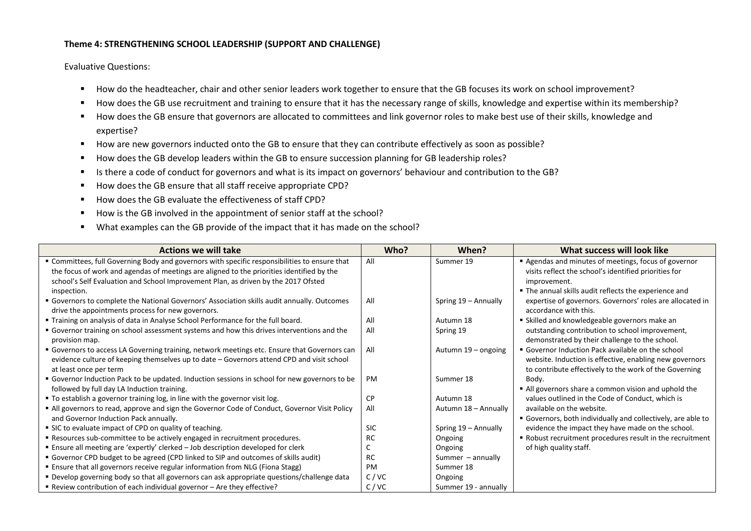**Theme 4: STRENGTHENING SCHOOL LEADERSHIP (SUPPORT AND CHALLENGE)**

Evaluative Questions:

- How do the headteacher, chair and other senior leaders work together to ensure that the GB focuses its work on school improvement?
- How does the GB use recruitment and training to ensure that it has the necessary range of skills, knowledge and expertise within its membership?
- How does the GB ensure that governors are allocated to committees and link governor roles to make best use of their skills, knowledge and expertise?
- How are new governors inducted onto the GB to ensure that they can contribute effectively as soon as possible?
- How does the GB develop leaders within the GB to ensure succession planning for GB leadership roles?
- Is there a code of conduct for governors and what is its impact on governors' behaviour and contribution to the GB?
- How does the GB ensure that all staff receive appropriate CPD?
- How does the GB evaluate the effectiveness of staff CPD?
- How is the GB involved in the appointment of senior staff at the school?
- What examples can the GB provide of the impact that it has made on the school?

| Actions we will take | Who? | When? | What success will look like |
|---|---|---|---|
| ▪ Committees, full Governing Body and governors with specific responsibilities to ensure that the focus of work and agendas of meetings are aligned to the priorities identified by the school's Self Evaluation and School Improvement Plan, as driven by the 2017 Ofsted inspection. | All | Summer 19 | ▪ Agendas and minutes of meetings, focus of governor visits reflect the school's identified priorities for improvement.<br>▪ The annual skills audit reflects the experience and expertise of governors. Governors' roles are allocated in accordance with this.<br>▪ Skilled and knowledgeable governors make an outstanding contribution to school improvement, demonstrated by their challenge to the school.<br>▪ Governor Induction Pack available on the school website. Induction is effective, enabling new governors to contribute effectively to the work of the Governing Body.<br>▪ All governors share a common vision and uphold the values outlined in the Code of Conduct, which is available on the website.<br>▪ Governors, both individually and collectively, are able to evidence the impact they have made on the school.<br>▪ Robust recruitment procedures result in the recruitment of high quality staff. |
| ▪ Governors to complete the National Governors' Association skills audit annually. Outcomes drive the appointments process for new governors. | All | Spring 19 – Annually | |
| ▪ Training on analysis of data in Analyse School Performance for the full board. | All | Autumn 18 | |
| ▪ Governor training on school assessment systems and how this drives interventions and the provision map. | All | Spring 19 | |
| ▪ Governors to access LA Governing training, network meetings etc. Ensure that Governors can evidence culture of keeping themselves up to date – Governors attend CPD and visit school at least once per term | All | Autumn 19 – ongoing | |
| ▪ Governor Induction Pack to be updated. Induction sessions in school for new governors to be followed by full day LA Induction training. | PM | Summer 18 | |
| ▪ To establish a governor training log, in line with the governor visit log. | CP | Autumn 18 | |
| ▪ All governors to read, approve and sign the Governor Code of Conduct, Governor Visit Policy and Governor Induction Pack annually. | All | Autumn 18 – Annually | |
| ▪ SIC to evaluate impact of CPD on quality of teaching. | SIC | Spring 19 – Annually | |
| ▪ Resources sub-committee to be actively engaged in recruitment procedures. | RC | Ongoing | |
| ▪ Ensure all meeting are 'expertly' clerked – Job description developed for clerk | C | Ongoing | |
| ▪ Governor CPD budget to be agreed (CPD linked to SIP and outcomes of skills audit) | RC | Summer – annually | |
| ▪ Ensure that all governors receive regular information from NLG (Fiona Stagg) | PM | Summer 18 | |
| ▪ Develop governing body so that all governors can ask appropriate questions/challenge data | C / VC | Ongoing | |
| ▪ Review contribution of each individual governor – Are they effective? | C / VC | Summer 19 - annually | |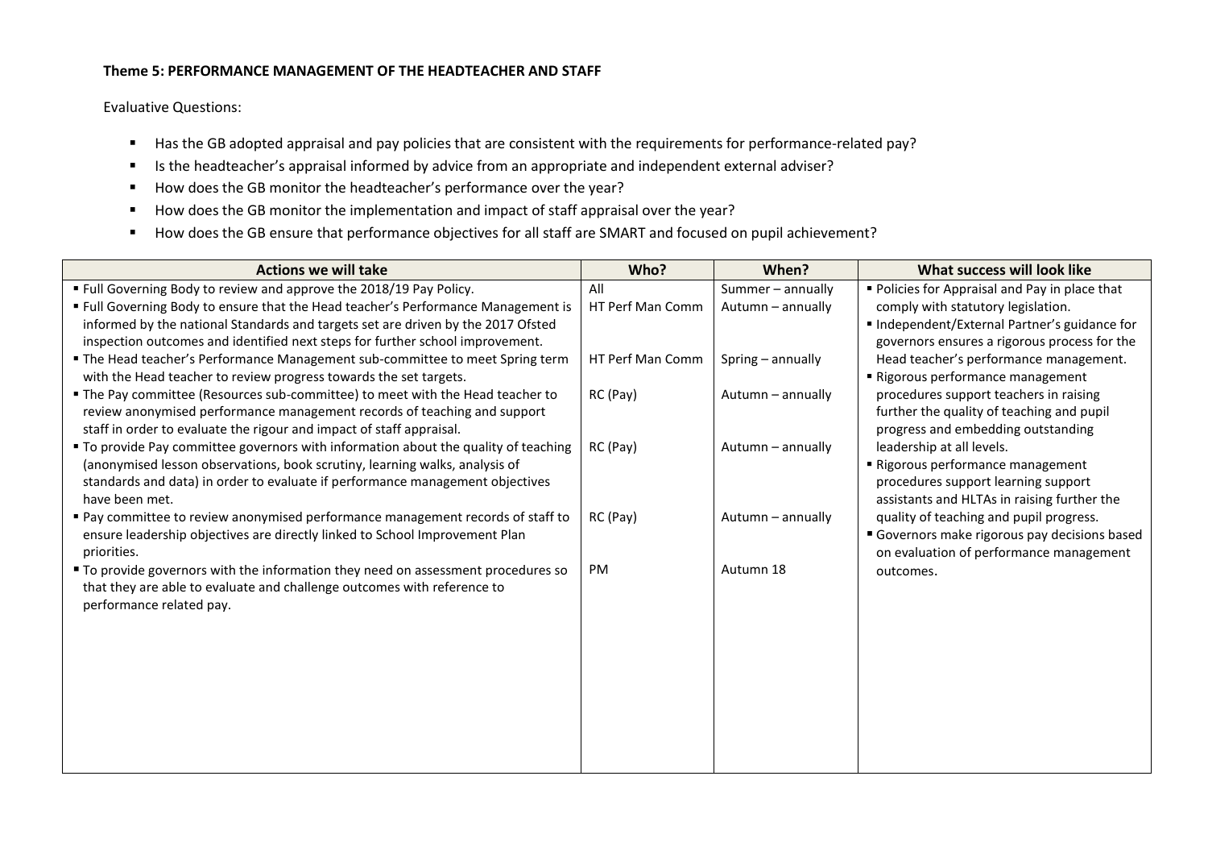**Theme 5: PERFORMANCE MANAGEMENT OF THE HEADTEACHER AND STAFF**

Evaluative Questions:

- Has the GB adopted appraisal and pay policies that are consistent with the requirements for performance-related pay?
- Is the headteacher's appraisal informed by advice from an appropriate and independent external adviser?
- How does the GB monitor the headteacher's performance over the year?
- How does the GB monitor the implementation and impact of staff appraisal over the year?
- How does the GB ensure that performance objectives for all staff are SMART and focused on pupil achievement?

| Actions we will take | Who? | When? | What success will look like |
|---|---|---|---|
| ▪ Full Governing Body to review and approve the 2018/19 Pay Policy. | All | Summer – annually | ▪ Policies for Appraisal and Pay in place that comply with statutory legislation. |
| ▪ Full Governing Body to ensure that the Head teacher's Performance Management is informed by the national Standards and targets set are driven by the 2017 Ofsted inspection outcomes and identified next steps for further school improvement. | HT Perf Man Comm | Autumn – annually | ▪ Independent/External Partner's guidance for governors ensures a rigorous process for the Head teacher's performance management. |
| ▪ The Head teacher's Performance Management sub-committee to meet Spring term with the Head teacher to review progress towards the set targets. | HT Perf Man Comm | Spring – annually | ▪ Rigorous performance management procedures support teachers in raising further the quality of teaching and pupil progress and embedding outstanding leadership at all levels. |
| ▪ The Pay committee (Resources sub-committee) to meet with the Head teacher to review anonymised performance management records of teaching and support staff in order to evaluate the rigour and impact of staff appraisal. | RC (Pay) | Autumn – annually | ▪ Rigorous performance management procedures support learning support assistants and HLTAs in raising further the quality of teaching and pupil progress. |
| ▪ To provide Pay committee governors with information about the quality of teaching (anonymised lesson observations, book scrutiny, learning walks, analysis of standards and data) in order to evaluate if performance management objectives have been met. | RC (Pay) | Autumn – annually | ▪ Governors make rigorous pay decisions based on evaluation of performance management outcomes. |
| ▪ Pay committee to review anonymised performance management records of staff to ensure leadership objectives are directly linked to School Improvement Plan priorities. | RC (Pay) | Autumn – annually | |
| ▪ To provide governors with the information they need on assessment procedures so that they are able to evaluate and challenge outcomes with reference to performance related pay. | PM | Autumn 18 | |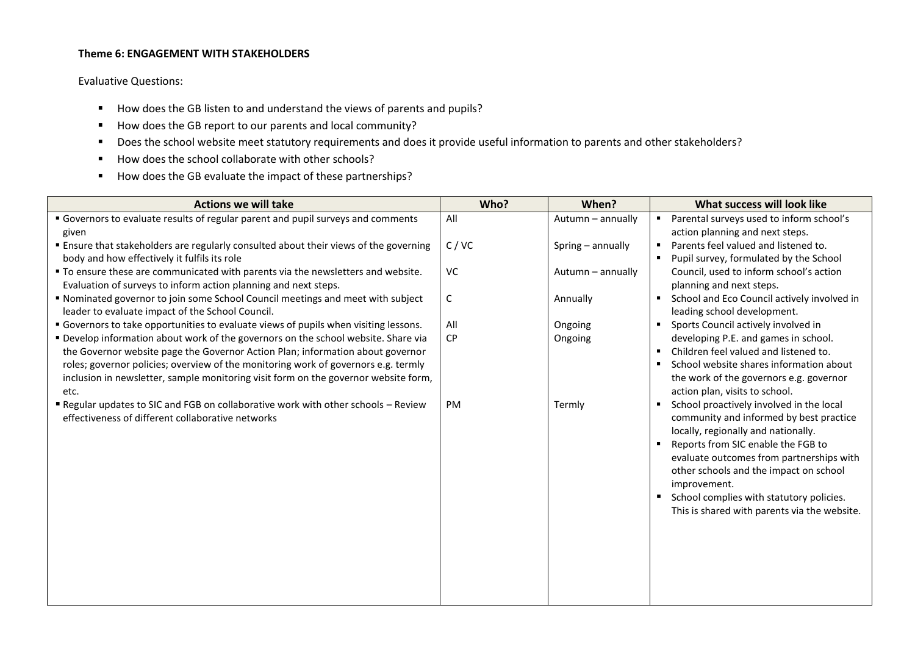**Theme 6: ENGAGEMENT WITH STAKEHOLDERS**

Evaluative Questions:

- How does the GB listen to and understand the views of parents and pupils?
- How does the GB report to our parents and local community?
- Does the school website meet statutory requirements and does it provide useful information to parents and other stakeholders?
- How does the school collaborate with other schools?
- How does the GB evaluate the impact of these partnerships?

| Actions we will take | Who? | When? | What success will look like |
|---|---|---|---|
| ▪ Governors to evaluate results of regular parent and pupil surveys and comments given | All | Autumn – annually | ▪ Parental surveys used to inform school's action planning and next steps. |
| ▪ Ensure that stakeholders are regularly consulted about their views of the governing body and how effectively it fulfils its role | C / VC | Spring – annually | ▪ Parents feel valued and listened to. ▪ Pupil survey, formulated by the School Council, used to inform school's action planning and next steps. |
| ▪ To ensure these are communicated with parents via the newsletters and website. Evaluation of surveys to inform action planning and next steps. | VC | Autumn – annually | |
| ▪ Nominated governor to join some School Council meetings and meet with subject leader to evaluate impact of the School Council. | C | Annually | ▪ School and Eco Council actively involved in leading school development. |
| ▪ Governors to take opportunities to evaluate views of pupils when visiting lessons. | All | Ongoing | ▪ Sports Council actively involved in developing P.E. and games in school. ▪ Children feel valued and listened to. |
| ▪ Develop information about work of the governors on the school website. Share via the Governor website page the Governor Action Plan; information about governor roles; governor policies; overview of the monitoring work of governors e.g. termly inclusion in newsletter, sample monitoring visit form on the governor website form, etc. | CP | Ongoing | ▪ School website shares information about the work of the governors e.g. governor action plan, visits to school. |
| ▪ Regular updates to SIC and FGB on collaborative work with other schools – Review effectiveness of different collaborative networks | PM | Termly | ▪ School proactively involved in the local community and informed by best practice locally, regionally and nationally. ▪ Reports from SIC enable the FGB to evaluate outcomes from partnerships with other schools and the impact on school improvement. ▪ School complies with statutory policies. This is shared with parents via the website. |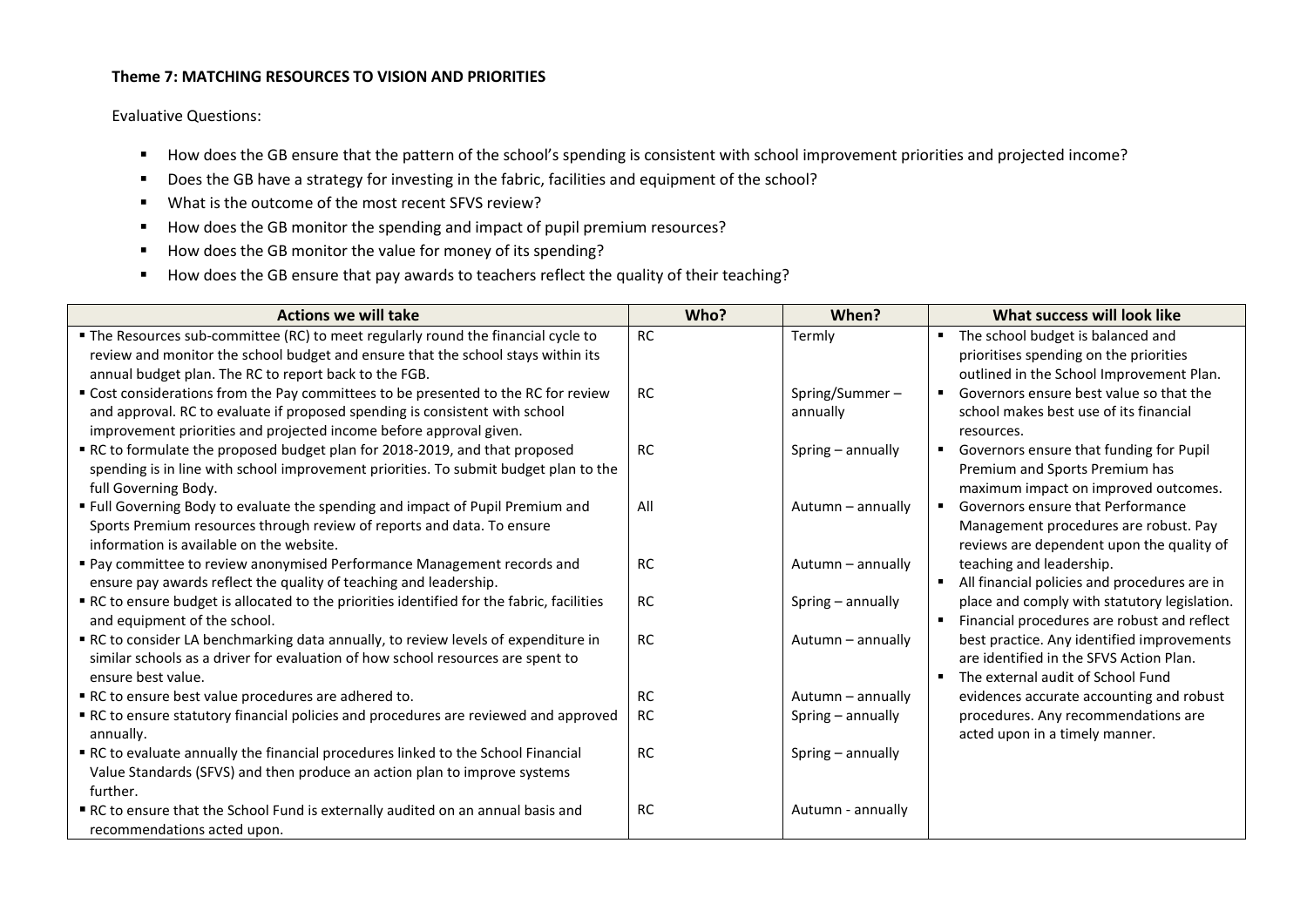**Theme 7: MATCHING RESOURCES TO VISION AND PRIORITIES**

Evaluative Questions:

- How does the GB ensure that the pattern of the school's spending is consistent with school improvement priorities and projected income?
- Does the GB have a strategy for investing in the fabric, facilities and equipment of the school?
- What is the outcome of the most recent SFVS review?
- How does the GB monitor the spending and impact of pupil premium resources?
- How does the GB monitor the value for money of its spending?
- How does the GB ensure that pay awards to teachers reflect the quality of their teaching?

| Actions we will take | Who? | When? | What success will look like |
|---|---|---|---|
| ▪ The Resources sub-committee (RC) to meet regularly round the financial cycle to review and monitor the school budget and ensure that the school stays within its annual budget plan. The RC to report back to the FGB.<br>▪ Cost considerations from the Pay committees to be presented to the RC for review and approval. RC to evaluate if proposed spending is consistent with school improvement priorities and projected income before approval given.<br>▪ RC to formulate the proposed budget plan for 2018-2019, and that proposed spending is in line with school improvement priorities. To submit budget plan to the full Governing Body.<br>▪ Full Governing Body to evaluate the spending and impact of Pupil Premium and Sports Premium resources through review of reports and data. To ensure information is available on the website.<br>▪ Pay committee to review anonymised Performance Management records and ensure pay awards reflect the quality of teaching and leadership.<br>▪ RC to ensure budget is allocated to the priorities identified for the fabric, facilities and equipment of the school.<br>▪ RC to consider LA benchmarking data annually, to review levels of expenditure in similar schools as a driver for evaluation of how school resources are spent to ensure best value.<br>▪ RC to ensure best value procedures are adhered to.<br>▪ RC to ensure statutory financial policies and procedures are reviewed and approved annually.<br>▪ RC to evaluate annually the financial procedures linked to the School Financial Value Standards (SFVS) and then produce an action plan to improve systems further.<br>▪ RC to ensure that the School Fund is externally audited on an annual basis and recommendations acted upon. | RC<br><br><br>RC<br><br><br>RC<br><br><br>All<br><br><br>RC<br><br>RC<br><br>RC<br><br><br>RC<br>RC<br><br>RC<br><br><br>RC | Termly<br><br><br>Spring/Summer – annually<br><br><br>Spring – annually<br><br><br>Autumn – annually<br><br><br>Autumn – annually<br><br>Spring – annually<br><br>Autumn – annually<br><br><br>Autumn – annually<br>Spring – annually<br><br>Spring – annually<br><br><br>Autumn - annually | ▪ The school budget is balanced and prioritises spending on the priorities outlined in the School Improvement Plan.<br>▪ Governors ensure best value so that the school makes best use of its financial resources.<br>▪ Governors ensure that funding for Pupil Premium and Sports Premium has maximum impact on improved outcomes.<br>▪ Governors ensure that Performance Management procedures are robust. Pay reviews are dependent upon the quality of teaching and leadership.<br>▪ All financial policies and procedures are in place and comply with statutory legislation.<br>▪ Financial procedures are robust and reflect best practice. Any identified improvements are identified in the SFVS Action Plan.<br>▪ The external audit of School Fund evidences accurate accounting and robust procedures. Any recommendations are acted upon in a timely manner. |